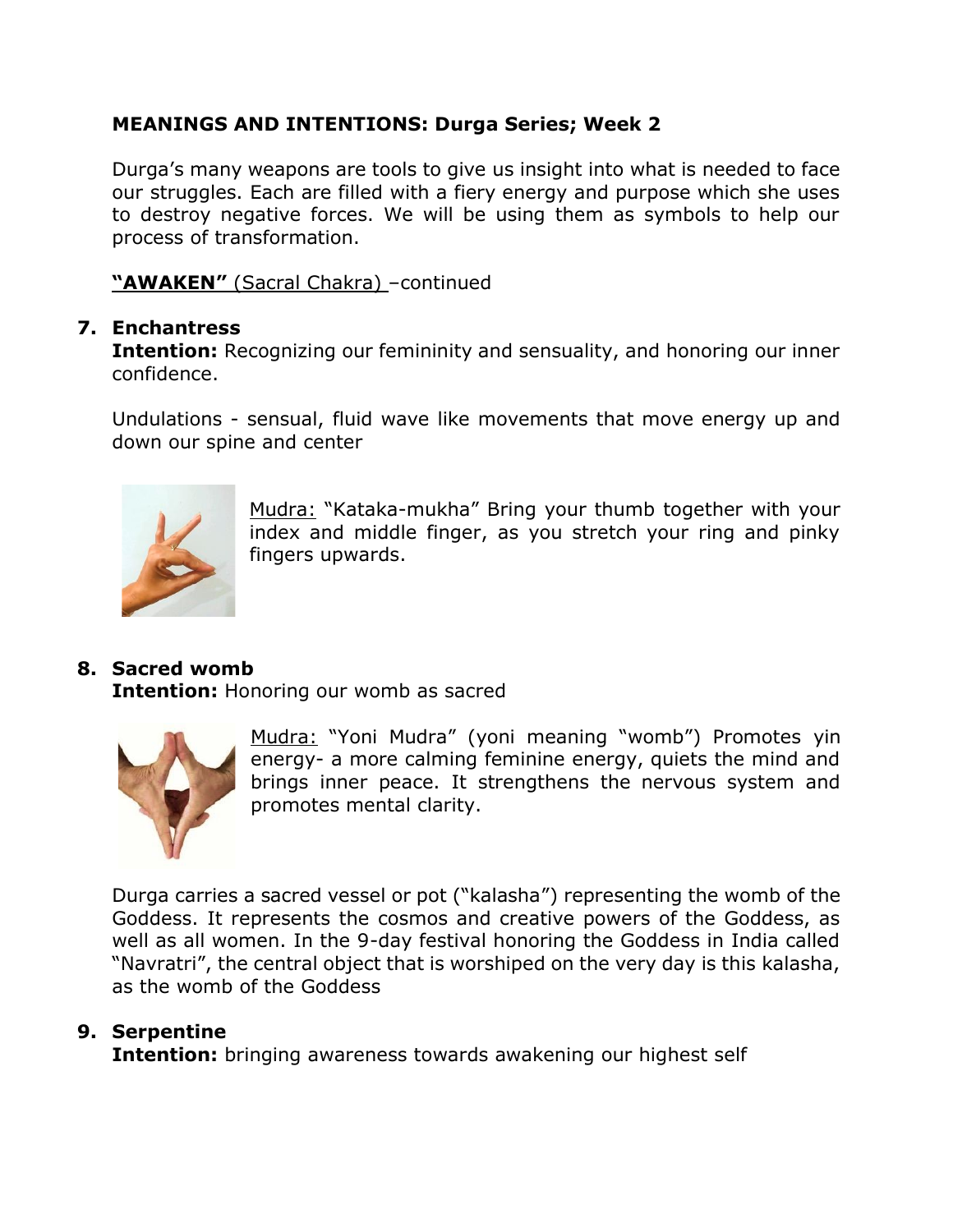**MEANINGS AND INTENTIONS: Durga Series; Week 2**

Durga's many weapons are tools to give us insight into what is needed to face our struggles. Each are filled with a fiery energy and purpose which she uses to destroy negative forces. We will be using them as symbols to help our process of transformation.

**"AWAKEN"** (Sacral Chakra) –continued

7. **Enchantress**
   **Intention:** Recognizing our femininity and sensuality, and honoring our inner confidence.

   Undulations - sensual, fluid wave like movements that move energy up and down our spine and center

   Mudra: "Kataka-mukha" Bring your thumb together with your index and middle finger, as you stretch your ring and pinky fingers upwards.

8. **Sacred womb**
   **Intention:** Honoring our womb as sacred

   Mudra: "Yoni Mudra" (yoni meaning "womb") Promotes yin energy- a more calming feminine energy, quiets the mind and brings inner peace. It strengthens the nervous system and promotes mental clarity.

   Durga carries a sacred vessel or pot ("kalasha") representing the womb of the Goddess. It represents the cosmos and creative powers of the Goddess, as well as all women. In the 9-day festival honoring the Goddess in India called "Navratri", the central object that is worshiped on the very day is this kalasha, as the womb of the Goddess

9. **Serpentine**
   **Intention:** bringing awareness towards awakening our highest self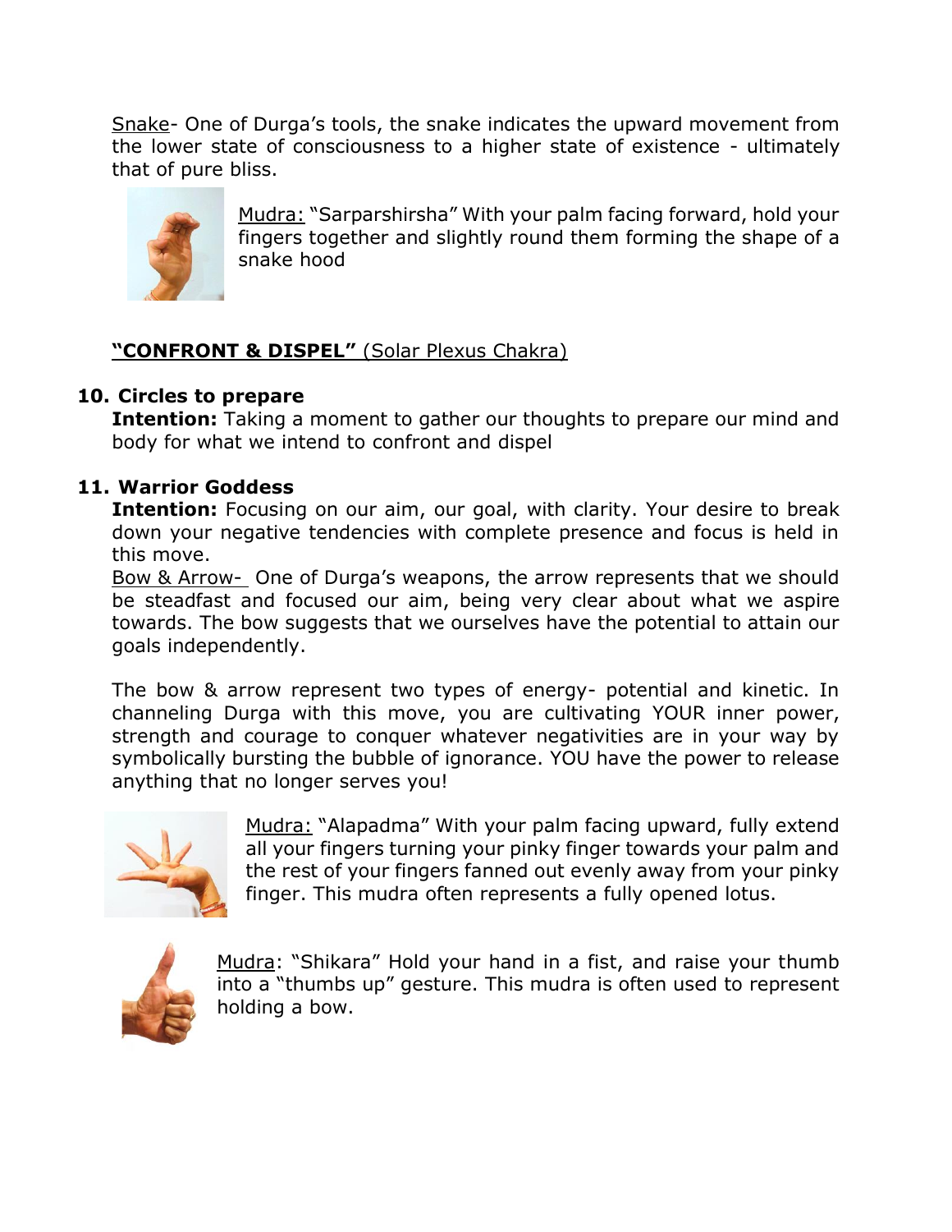<u>Snake</u>- One of Durga's tools, the snake indicates the upward movement from the lower state of consciousness to a higher state of existence - ultimately that of pure bliss.

<u>Mudra:</u> "Sarparshirsha" With your palm facing forward, hold your fingers together and slightly round them forming the shape of a snake hood

## <u>"CONFRONT & DISPEL"</u> <u>(Solar Plexus Chakra)</u>

### 10. Circles to prepare

**Intention:** Taking a moment to gather our thoughts to prepare our mind and body for what we intend to confront and dispel

### 11. Warrior Goddess

**Intention:** Focusing on our aim, our goal, with clarity. Your desire to break down your negative tendencies with complete presence and focus is held in this move.

<u>Bow & Arrow-</u> One of Durga's weapons, the arrow represents that we should be steadfast and focused our aim, being very clear about what we aspire towards. The bow suggests that we ourselves have the potential to attain our goals independently.

The bow & arrow represent two types of energy- potential and kinetic. In channeling Durga with this move, you are cultivating YOUR inner power, strength and courage to conquer whatever negativities are in your way by symbolically bursting the bubble of ignorance. YOU have the power to release anything that no longer serves you!

<u>Mudra:</u> "Alapadma" With your palm facing upward, fully extend all your fingers turning your pinky finger towards your palm and the rest of your fingers fanned out evenly away from your pinky finger. This mudra often represents a fully opened lotus.

<u>Mudra</u>: "Shikara" Hold your hand in a fist, and raise your thumb into a "thumbs up" gesture. This mudra is often used to represent holding a bow.